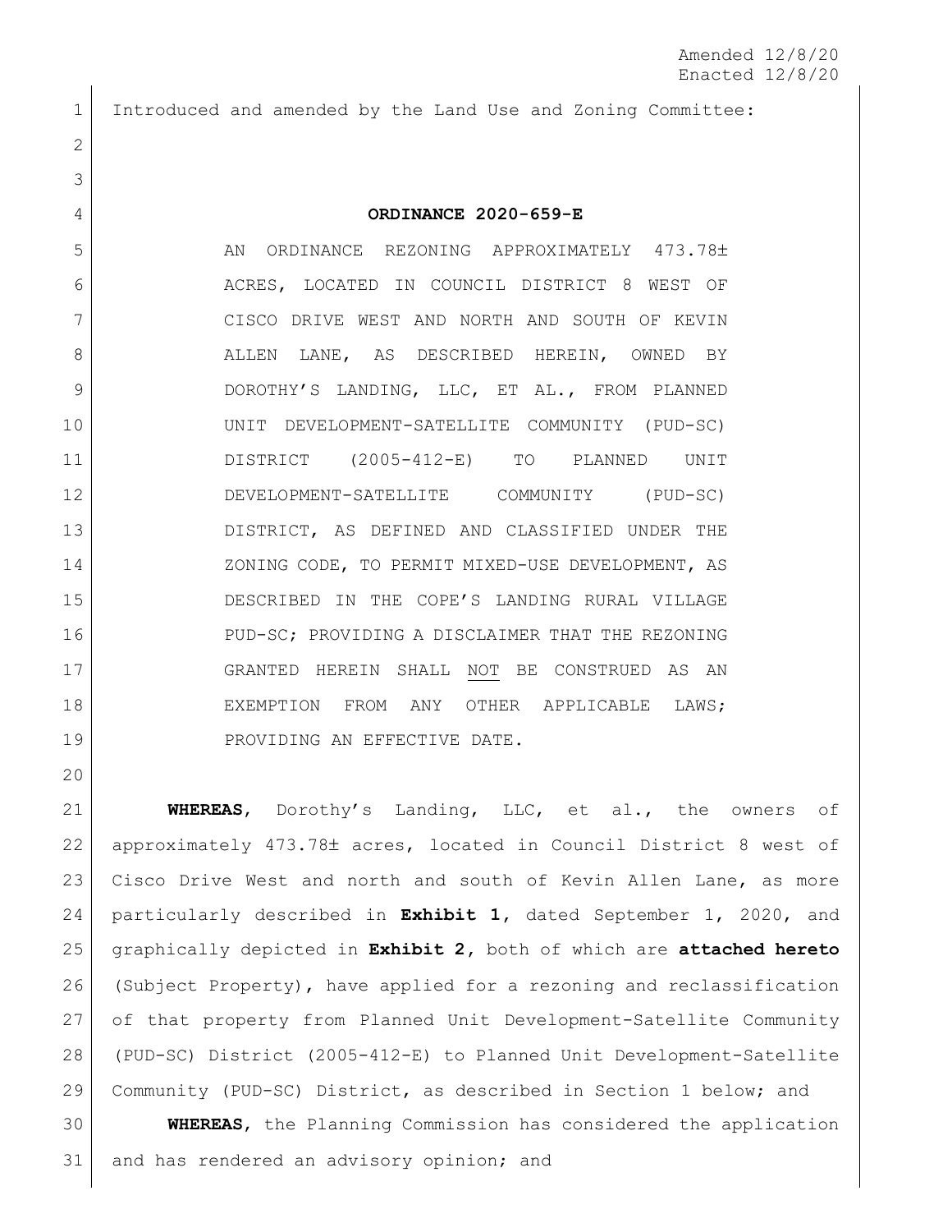Amended 12/8/20
Enacted 12/8/20

Introduced and amended by the Land Use and Zoning Committee:

# ORDINANCE 2020-659-E

AN ORDINANCE REZONING APPROXIMATELY 473.78± ACRES, LOCATED IN COUNCIL DISTRICT 8 WEST OF CISCO DRIVE WEST AND NORTH AND SOUTH OF KEVIN ALLEN LANE, AS DESCRIBED HEREIN, OWNED BY DOROTHY'S LANDING, LLC, ET AL., FROM PLANNED UNIT DEVELOPMENT-SATELLITE COMMUNITY (PUD-SC) DISTRICT (2005-412-E) TO PLANNED UNIT DEVELOPMENT-SATELLITE COMMUNITY (PUD-SC) DISTRICT, AS DEFINED AND CLASSIFIED UNDER THE ZONING CODE, TO PERMIT MIXED-USE DEVELOPMENT, AS DESCRIBED IN THE COPE'S LANDING RURAL VILLAGE PUD-SC; PROVIDING A DISCLAIMER THAT THE REZONING GRANTED HEREIN SHALL NOT BE CONSTRUED AS AN EXEMPTION FROM ANY OTHER APPLICABLE LAWS; PROVIDING AN EFFECTIVE DATE.

**WHEREAS**, Dorothy's Landing, LLC, et al., the owners of approximately 473.78± acres, located in Council District 8 west of Cisco Drive West and north and south of Kevin Allen Lane, as more particularly described in **Exhibit 1**, dated September 1, 2020, and graphically depicted in **Exhibit 2**, both of which are **attached hereto** (Subject Property), have applied for a rezoning and reclassification of that property from Planned Unit Development-Satellite Community (PUD-SC) District (2005-412-E) to Planned Unit Development-Satellite Community (PUD-SC) District, as described in Section 1 below; and

**WHEREAS**, the Planning Commission has considered the application and has rendered an advisory opinion; and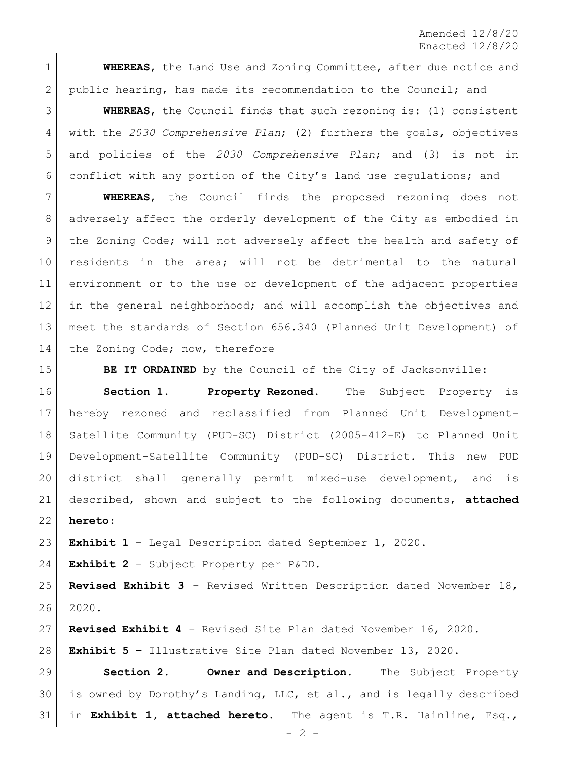Amended 12/8/20
Enacted 12/8/20

**WHEREAS**, the Land Use and Zoning Committee, after due notice and public hearing, has made its recommendation to the Council; and

**WHEREAS**, the Council finds that such rezoning is: (1) consistent with the *2030 Comprehensive Plan*; (2) furthers the goals, objectives and policies of the *2030 Comprehensive Plan*; and (3) is not in conflict with any portion of the City's land use regulations; and

**WHEREAS**, the Council finds the proposed rezoning does not adversely affect the orderly development of the City as embodied in the Zoning Code; will not adversely affect the health and safety of residents in the area; will not be detrimental to the natural environment or to the use or development of the adjacent properties in the general neighborhood; and will accomplish the objectives and meet the standards of Section 656.340 (Planned Unit Development) of the Zoning Code; now, therefore

**BE IT ORDAINED** by the Council of the City of Jacksonville:

**Section 1. Property Rezoned.** The Subject Property is hereby rezoned and reclassified from Planned Unit Development-Satellite Community (PUD-SC) District (2005-412-E) to Planned Unit Development-Satellite Community (PUD-SC) District. This new PUD district shall generally permit mixed-use development, and is described, shown and subject to the following documents, **attached hereto**:

**Exhibit 1** – Legal Description dated September 1, 2020.

**Exhibit 2** – Subject Property per P&DD.

**Revised Exhibit 3** – Revised Written Description dated November 18, 2020.

**Revised Exhibit 4** – Revised Site Plan dated November 16, 2020.

**Exhibit 5 –** Illustrative Site Plan dated November 13, 2020.

**Section 2. Owner and Description.** The Subject Property is owned by Dorothy's Landing, LLC, et al., and is legally described in **Exhibit 1, attached hereto**. The agent is T.R. Hainline, Esq.,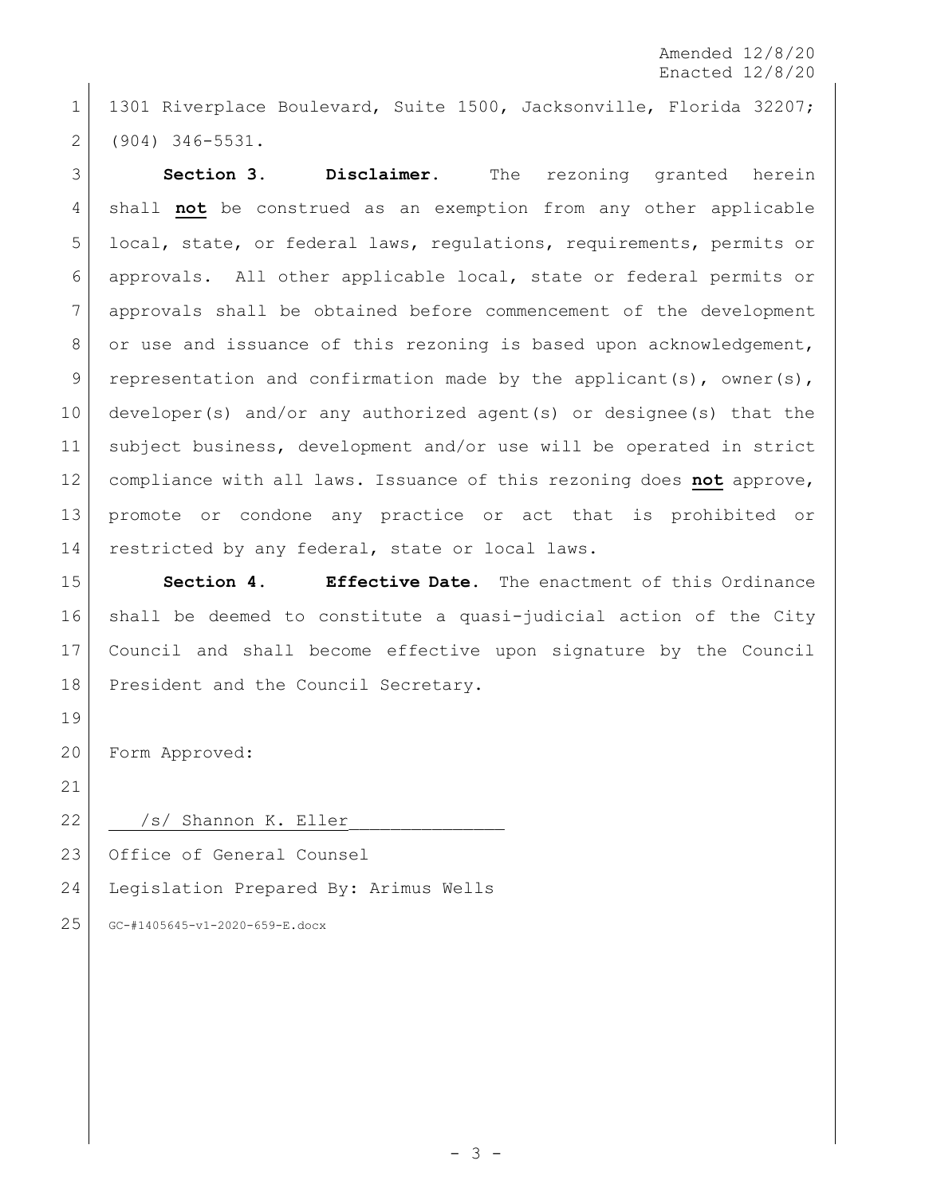Amended 12/8/20
Enacted 12/8/20

1301 Riverplace Boulevard, Suite 1500, Jacksonville, Florida 32207; (904) 346-5531.

**Section 3. Disclaimer.** The rezoning granted herein shall **not** be construed as an exemption from any other applicable local, state, or federal laws, regulations, requirements, permits or approvals. All other applicable local, state or federal permits or approvals shall be obtained before commencement of the development or use and issuance of this rezoning is based upon acknowledgement, representation and confirmation made by the applicant(s), owner(s), developer(s) and/or any authorized agent(s) or designee(s) that the subject business, development and/or use will be operated in strict compliance with all laws. Issuance of this rezoning does **not** approve, promote or condone any practice or act that is prohibited or restricted by any federal, state or local laws.

**Section 4. Effective Date.** The enactment of this Ordinance shall be deemed to constitute a quasi-judicial action of the City Council and shall become effective upon signature by the Council President and the Council Secretary.

Form Approved:

/s/ Shannon K. Eller

Office of General Counsel

Legislation Prepared By: Arimus Wells

GC-#1405645-v1-2020-659-E.docx